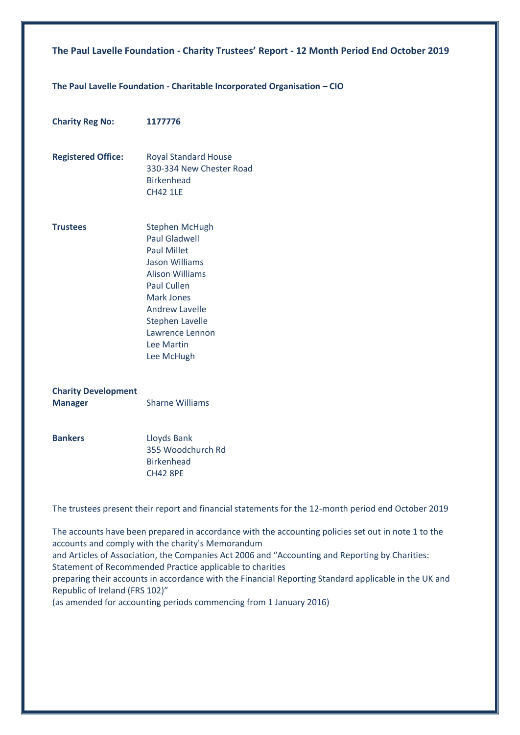**The Paul Lavelle Foundation - Charity Trustees' Report - 12 Month Period End October 2019**

**The Paul Lavelle Foundation - Charitable Incorporated Organisation – CIO**

**Charity Reg No:** **1177776**

**Registered Office:**
Royal Standard House
330-334 New Chester Road
Birkenhead
CH42 1LE

**Trustees**
Stephen McHugh
Paul Gladwell
Paul Millet
Jason Williams
Alison Williams
Paul Cullen
Mark Jones
Andrew Lavelle
Stephen Lavelle
Lawrence Lennon
Lee Martin
Lee McHugh

**Charity Development Manager** Sharne Williams

**Bankers**
Lloyds Bank
355 Woodchurch Rd
Birkenhead
CH42 8PE

The trustees present their report and financial statements for the 12-month period end October 2019

The accounts have been prepared in accordance with the accounting policies set out in note 1 to the accounts and comply with the charity's Memorandum
and Articles of Association, the Companies Act 2006 and "Accounting and Reporting by Charities: Statement of Recommended Practice applicable to charities
preparing their accounts in accordance with the Financial Reporting Standard applicable in the UK and Republic of Ireland (FRS 102)"
(as amended for accounting periods commencing from 1 January 2016)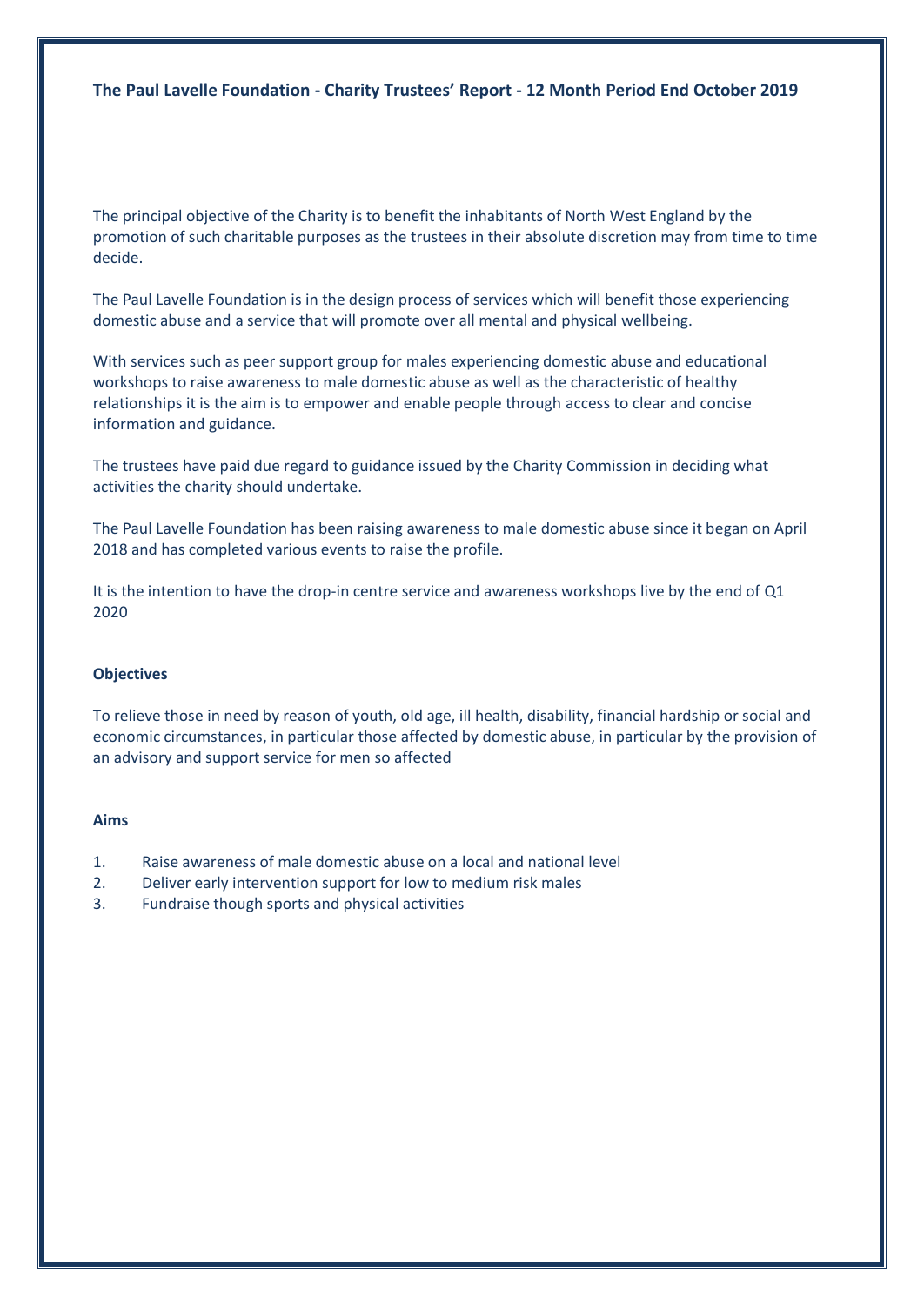**The Paul Lavelle Foundation - Charity Trustees' Report - 12 Month Period End October 2019**

The principal objective of the Charity is to benefit the inhabitants of North West England by the promotion of such charitable purposes as the trustees in their absolute discretion may from time to time decide.

The Paul Lavelle Foundation is in the design process of services which will benefit those experiencing domestic abuse and a service that will promote over all mental and physical wellbeing.

With services such as peer support group for males experiencing domestic abuse and educational workshops to raise awareness to male domestic abuse as well as the characteristic of healthy relationships it is the aim is to empower and enable people through access to clear and concise information and guidance.

The trustees have paid due regard to guidance issued by the Charity Commission in deciding what activities the charity should undertake.

The Paul Lavelle Foundation has been raising awareness to male domestic abuse since it began on April 2018 and has completed various events to raise the profile.

It is the intention to have the drop-in centre service and awareness workshops live by the end of Q1 2020

**Objectives**

To relieve those in need by reason of youth, old age, ill health, disability, financial hardship or social and economic circumstances, in particular those affected by domestic abuse, in particular by the provision of an advisory and support service for men so affected

**Aims**

1. Raise awareness of male domestic abuse on a local and national level
2. Deliver early intervention support for low to medium risk males
3. Fundraise though sports and physical activities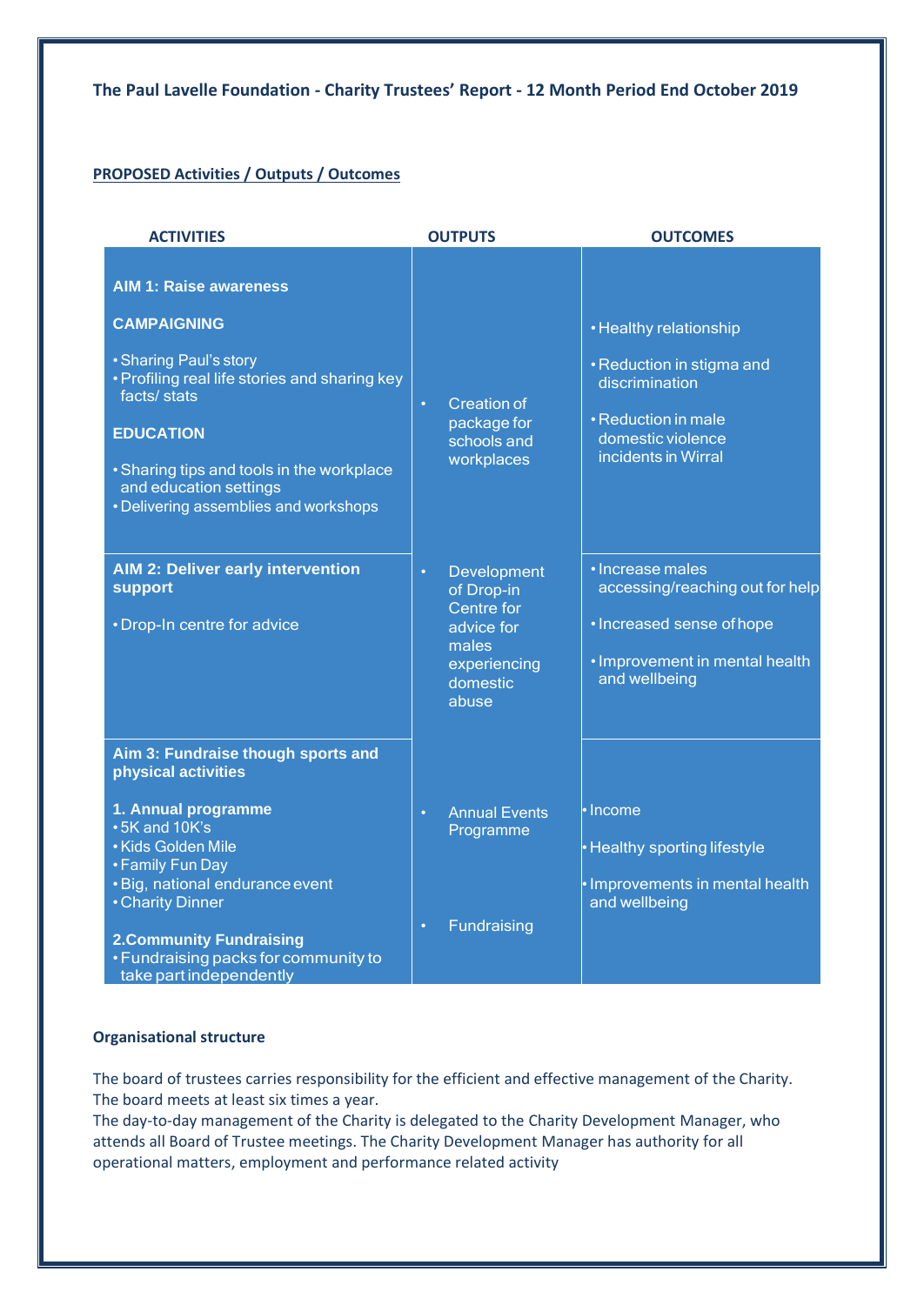**The Paul Lavelle Foundation - Charity Trustees' Report - 12 Month Period End October 2019**

**PROPOSED Activities / Outputs / Outcomes**

| ACTIVITIES | OUTPUTS | OUTCOMES |
|---|---|---|
| **AIM 1: Raise awareness**<br><br>**CAMPAIGNING**<br><br>• Sharing Paul's story<br>• Profiling real life stories and sharing key facts/ stats<br><br>**EDUCATION**<br><br>• Sharing tips and tools in the workplace and education settings<br>• Delivering assemblies and workshops | • Creation of package for schools and workplaces | • Healthy relationship<br>• Reduction in stigma and discrimination<br>• Reduction in male domestic violence incidents in Wirral |
| **AIM 2: Deliver early intervention support**<br><br>• Drop-In centre for advice | • Development of Drop-in Centre for advice for males experiencing domestic abuse | • Increase males accessing/reaching out for help<br>• Increased sense of hope<br>• Improvement in mental health and wellbeing |
| **Aim 3: Fundraise though sports and physical activities**<br><br>**1. Annual programme**<br>• 5K and 10K's<br>• Kids Golden Mile<br>• Family Fun Day<br>• Big, national endurance event<br>• Charity Dinner<br><br>**2.Community Fundraising**<br>• Fundraising packs for community to take part independently | • Annual Events Programme<br><br>• Fundraising | • Income<br>• Healthy sporting lifestyle<br>• Improvements in mental health and wellbeing |

**Organisational structure**

The board of trustees carries responsibility for the efficient and effective management of the Charity. The board meets at least six times a year.
The day-to-day management of the Charity is delegated to the Charity Development Manager, who attends all Board of Trustee meetings. The Charity Development Manager has authority for all operational matters, employment and performance related activity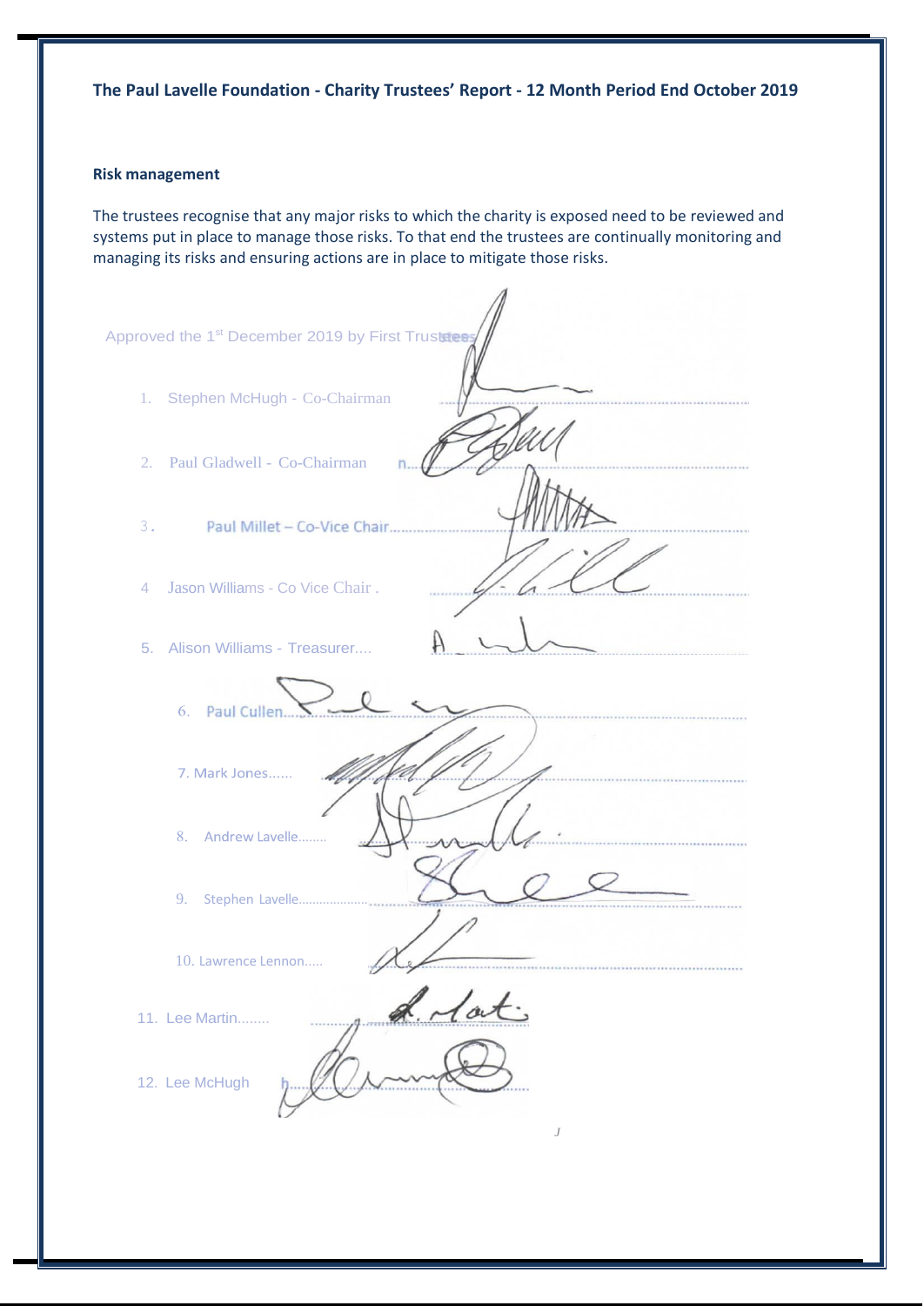**The Paul Lavelle Foundation - Charity Trustees' Report - 12 Month Period End October 2019**

**Risk management**

The trustees recognise that any major risks to which the charity is exposed need to be reviewed and systems put in place to manage those risks. To that end the trustees are continually monitoring and managing its risks and ensuring actions are in place to mitigate those risks.

Approved the 1st December 2019 by First Trustees

1. Stephen McHugh - Co-Chairman ..................
2. Paul Gladwell - Co-Chairman ..................
3. Paul Millet – Co-Vice Chair..................
4. Jason Williams - Co Vice Chair . ..................
5. Alison Williams - Treasurer.... ..................
6. Paul Cullen.. ..................
7. Mark Jones...... ..................
8. Andrew Lavelle........ ..................
9. Stephen Lavelle.................... ..................
10. Lawrence Lennon..... ..................
11. Lee Martin........ ..................
12. Lee McHugh ..................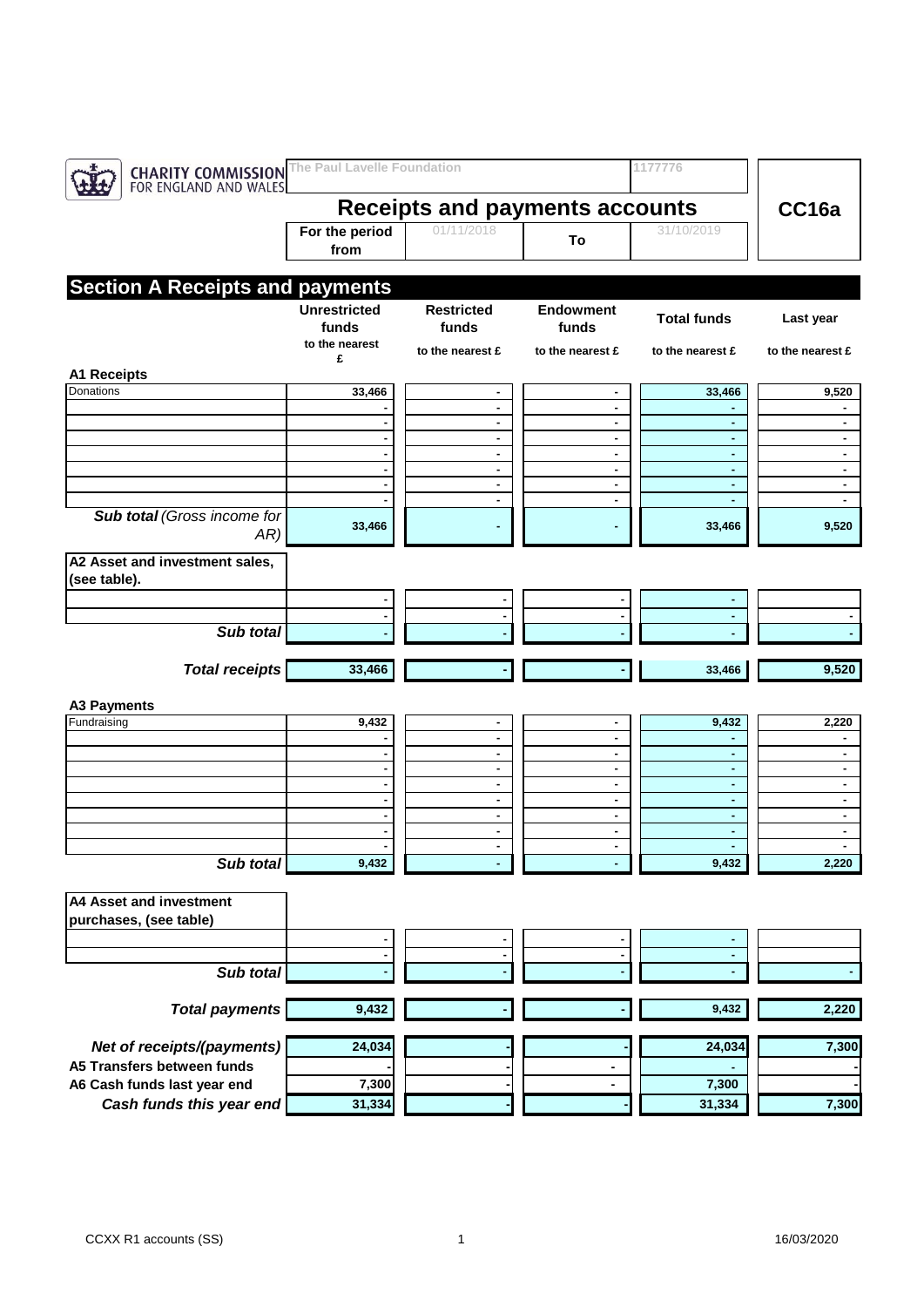CHARITY COMMISSION FOR ENGLAND AND WALES

| The Paul Lavelle Foundation | 1177776 |
|---|---|

# Receipts and payments accounts

**CC16a**

| For the period from | 01/11/2018 | To | 31/10/2019 |
|---|---|---|---|

## Section A Receipts and payments

| | Unrestricted funds | Restricted funds | Endowment funds | Total funds | Last year |
|---|---|---|---|---|---|
| | to the nearest £ | to the nearest £ | to the nearest £ | to the nearest £ | to the nearest £ |
| **A1 Receipts** | | | | | |
| Donations | 33,466 | - | - | 33,466 | 9,520 |
| | - | - | - | - | - |
| | - | - | - | - | - |
| | - | - | - | - | - |
| | - | - | - | - | - |
| | - | - | - | - | - |
| | - | - | - | - | - |
| | - | - | - | - | - |
| ***Sub total*** *(Gross income for AR)* | 33,466 | - | - | 33,466 | 9,520 |
| **A2 Asset and investment sales, (see table).** | | | | | |
| | - | - | - | - | |
| | - | - | - | - | - |
| ***Sub total*** | - | - | - | - | - |
| ***Total receipts*** | 33,466 | - | - | 33,466 | 9,520 |
| **A3 Payments** | | | | | |
| Fundraising | 9,432 | - | - | 9,432 | 2,220 |
| | - | - | - | - | - |
| | - | - | - | - | - |
| | - | - | - | - | - |
| | - | - | - | - | - |
| | - | - | - | - | - |
| | - | - | - | - | - |
| | - | - | - | - | - |
| | - | - | - | - | - |
| ***Sub total*** | 9,432 | - | - | 9,432 | 2,220 |
| **A4 Asset and investment purchases, (see table)** | | | | | |
| | - | - | - | - | |
| | - | - | - | - | |
| ***Sub total*** | - | - | - | - | - |
| ***Total payments*** | 9,432 | - | - | 9,432 | 2,220 |
| ***Net of receipts/(payments)*** | 24,034 | - | - | 24,034 | 7,300 |
| **A5 Transfers between funds** | - | - | - | - | - |
| **A6 Cash funds last year end** | 7,300 | - | - | 7,300 | - |
| ***Cash funds this year end*** | 31,334 | - | - | 31,334 | 7,300 |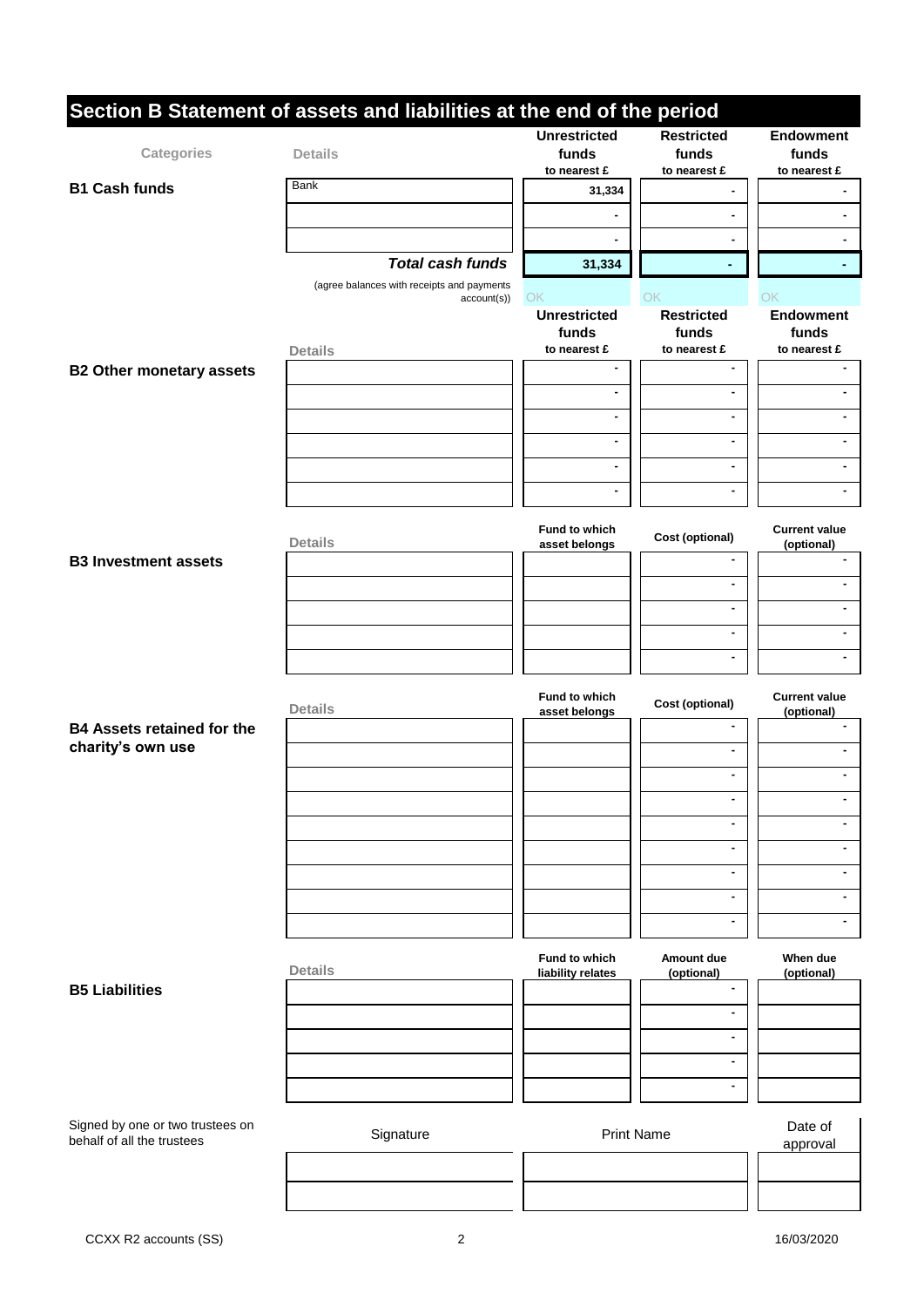# Section B Statement of assets and liabilities at the end of the period

| Categories | Details | Unrestricted funds to nearest £ | Restricted funds to nearest £ | Endowment funds to nearest £ |
|---|---|---|---|---|
| **B1 Cash funds** | Bank | 31,334 | - | - |
| | | - | - | - |
| | | - | - | - |
| | ***Total cash funds*** | **31,334** | **-** | **-** |
| | (agree balances with receipts and payments account(s)) | OK | OK | OK |

| | Details | Unrestricted funds to nearest £ | Restricted funds to nearest £ | Endowment funds to nearest £ |
|---|---|---|---|---|
| **B2 Other monetary assets** | | - | - | - |
| | | - | - | - |
| | | - | - | - |
| | | - | - | - |
| | | - | - | - |
| | | - | - | - |

| | Details | Fund to which asset belongs | Cost (optional) | Current value (optional) |
|---|---|---|---|---|
| **B3 Investment assets** | | | - | - |
| | | | - | - |
| | | | - | - |
| | | | - | - |
| | | | - | - |

| | Details | Fund to which asset belongs | Cost (optional) | Current value (optional) |
|---|---|---|---|---|
| **B4 Assets retained for the charity's own use** | | | - | - |
| | | | - | - |
| | | | - | - |
| | | | - | - |
| | | | - | - |
| | | | - | - |
| | | | - | - |
| | | | - | - |
| | | | - | - |

| | Details | Fund to which liability relates | Amount due (optional) | When due (optional) |
|---|---|---|---|---|
| **B5 Liabilities** | | | - | |
| | | | - | |
| | | | - | |
| | | | - | |
| | | | - | |

| Signed by one or two trustees on behalf of all the trustees | Signature | Print Name | Date of approval |
|---|---|---|---|
| | | | |
| | | | |

CCXX R2 accounts (SS) 16/03/2020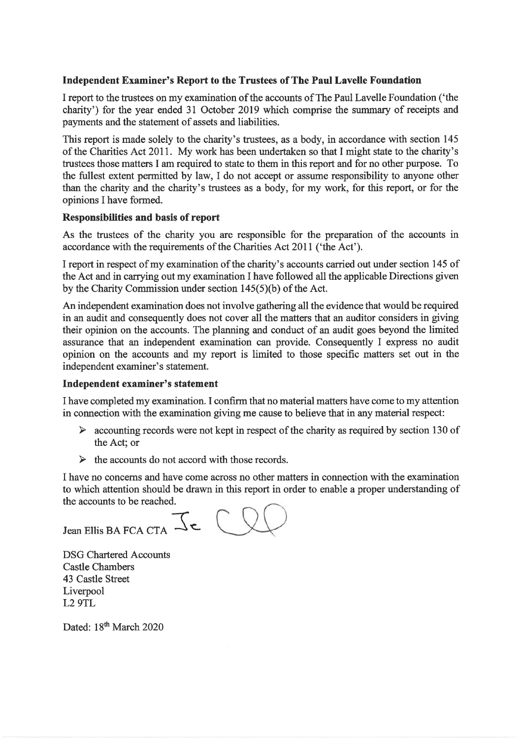**Independent Examiner's Report to the Trustees of The Paul Lavelle Foundation**

I report to the trustees on my examination of the accounts of The Paul Lavelle Foundation ('the charity') for the year ended 31 October 2019 which comprise the summary of receipts and payments and the statement of assets and liabilities.

This report is made solely to the charity's trustees, as a body, in accordance with section 145 of the Charities Act 2011. My work has been undertaken so that I might state to the charity's trustees those matters I am required to state to them in this report and for no other purpose. To the fullest extent permitted by law, I do not accept or assume responsibility to anyone other than the charity and the charity's trustees as a body, for my work, for this report, or for the opinions I have formed.

**Responsibilities and basis of report**

As the trustees of the charity you are responsible for the preparation of the accounts in accordance with the requirements of the Charities Act 2011 ('the Act').

I report in respect of my examination of the charity's accounts carried out under section 145 of the Act and in carrying out my examination I have followed all the applicable Directions given by the Charity Commission under section 145(5)(b) of the Act.

An independent examination does not involve gathering all the evidence that would be required in an audit and consequently does not cover all the matters that an auditor considers in giving their opinion on the accounts. The planning and conduct of an audit goes beyond the limited assurance that an independent examination can provide. Consequently I express no audit opinion on the accounts and my report is limited to those specific matters set out in the independent examiner's statement.

**Independent examiner's statement**

I have completed my examination. I confirm that no material matters have come to my attention in connection with the examination giving me cause to believe that in any material respect:

- accounting records were not kept in respect of the charity as required by section 130 of the Act; or
- the accounts do not accord with those records.

I have no concerns and have come across no other matters in connection with the examination to which attention should be drawn in this report in order to enable a proper understanding of the accounts to be reached.

Jean Ellis BA FCA CTA

DSG Chartered Accounts
Castle Chambers
43 Castle Street
Liverpool
L2 9TL

Dated: 18th March 2020